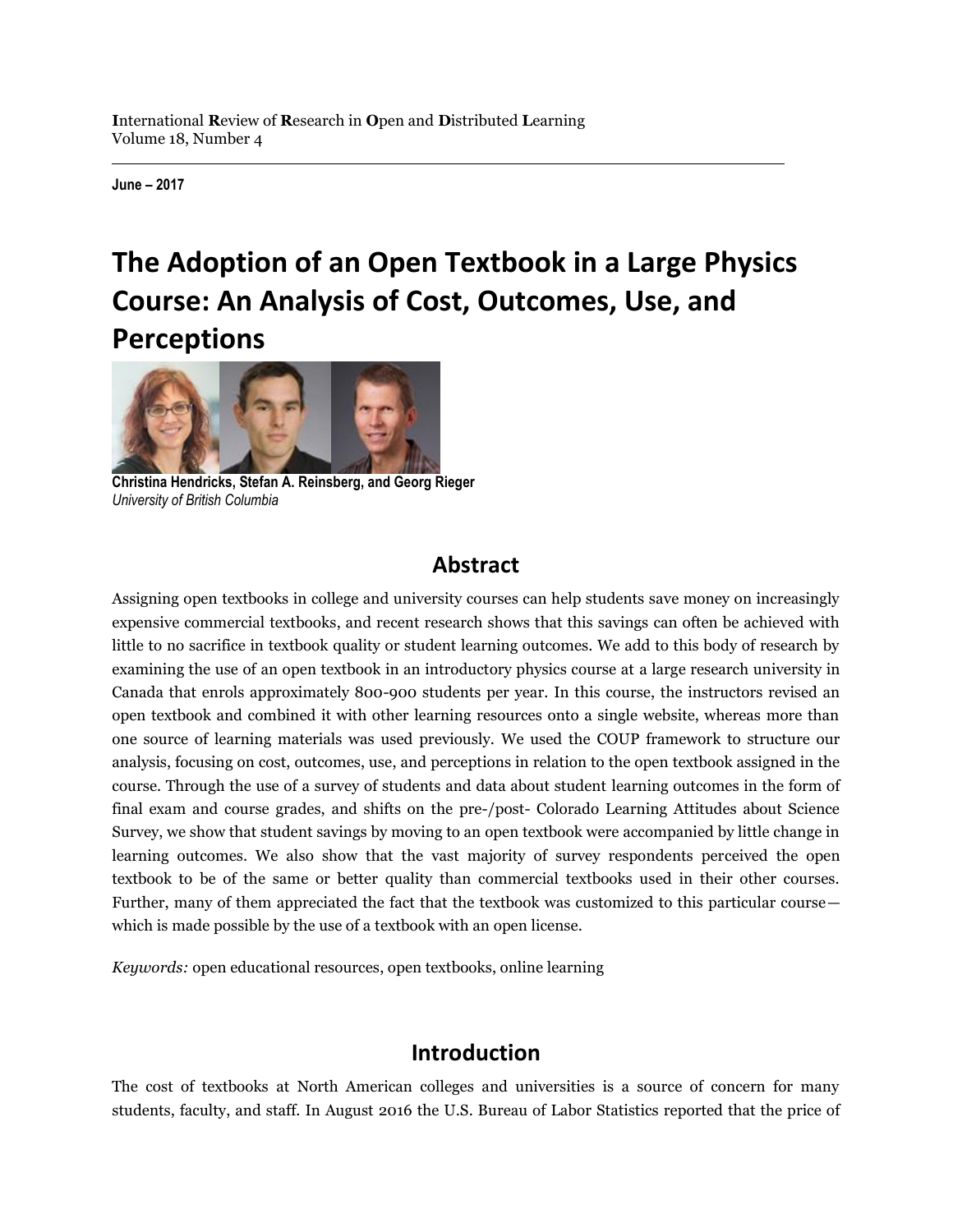International Review of Research in Open and Distributed Learning
Volume 18, Number 4

June – 2017

# The Adoption of an Open Textbook in a Large Physics Course: An Analysis of Cost, Outcomes, Use, and Perceptions

**Christina Hendricks, Stefan A. Reinsberg, and Georg Rieger**
*University of British Columbia*

## Abstract

Assigning open textbooks in college and university courses can help students save money on increasingly expensive commercial textbooks, and recent research shows that this savings can often be achieved with little to no sacrifice in textbook quality or student learning outcomes. We add to this body of research by examining the use of an open textbook in an introductory physics course at a large research university in Canada that enrols approximately 800-900 students per year. In this course, the instructors revised an open textbook and combined it with other learning resources onto a single website, whereas more than one source of learning materials was used previously. We used the COUP framework to structure our analysis, focusing on cost, outcomes, use, and perceptions in relation to the open textbook assigned in the course. Through the use of a survey of students and data about student learning outcomes in the form of final exam and course grades, and shifts on the pre-/post- Colorado Learning Attitudes about Science Survey, we show that student savings by moving to an open textbook were accompanied by little change in learning outcomes. We also show that the vast majority of survey respondents perceived the open textbook to be of the same or better quality than commercial textbooks used in their other courses. Further, many of them appreciated the fact that the textbook was customized to this particular course—which is made possible by the use of a textbook with an open license.

*Keywords:* open educational resources, open textbooks, online learning

## Introduction

The cost of textbooks at North American colleges and universities is a source of concern for many students, faculty, and staff. In August 2016 the U.S. Bureau of Labor Statistics reported that the price of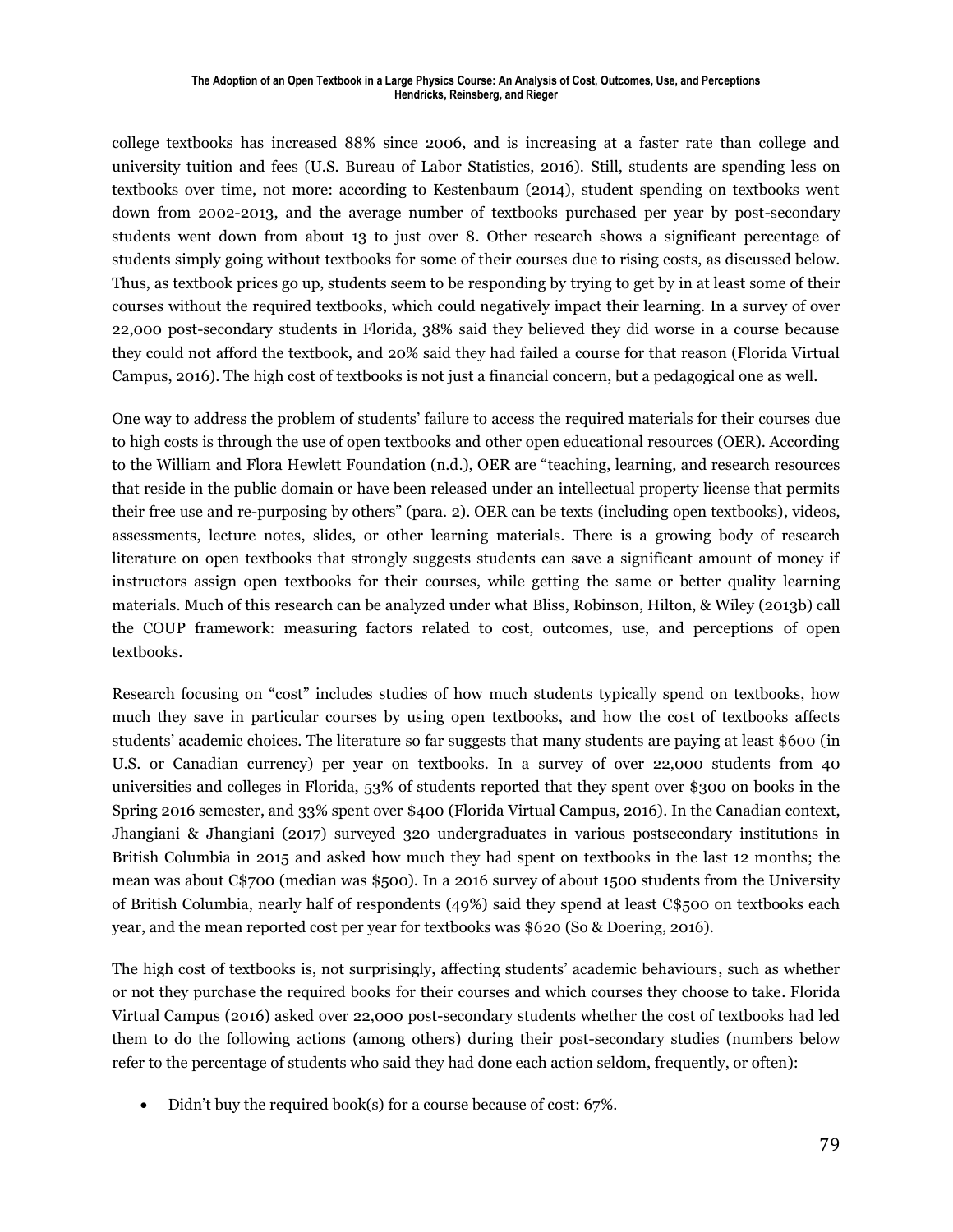college textbooks has increased 88% since 2006, and is increasing at a faster rate than college and university tuition and fees (U.S. Bureau of Labor Statistics, 2016). Still, students are spending less on textbooks over time, not more: according to Kestenbaum (2014), student spending on textbooks went down from 2002-2013, and the average number of textbooks purchased per year by post-secondary students went down from about 13 to just over 8. Other research shows a significant percentage of students simply going without textbooks for some of their courses due to rising costs, as discussed below. Thus, as textbook prices go up, students seem to be responding by trying to get by in at least some of their courses without the required textbooks, which could negatively impact their learning. In a survey of over 22,000 post-secondary students in Florida, 38% said they believed they did worse in a course because they could not afford the textbook, and 20% said they had failed a course for that reason (Florida Virtual Campus, 2016). The high cost of textbooks is not just a financial concern, but a pedagogical one as well.

One way to address the problem of students' failure to access the required materials for their courses due to high costs is through the use of open textbooks and other open educational resources (OER). According to the William and Flora Hewlett Foundation (n.d.), OER are "teaching, learning, and research resources that reside in the public domain or have been released under an intellectual property license that permits their free use and re-purposing by others" (para. 2). OER can be texts (including open textbooks), videos, assessments, lecture notes, slides, or other learning materials. There is a growing body of research literature on open textbooks that strongly suggests students can save a significant amount of money if instructors assign open textbooks for their courses, while getting the same or better quality learning materials. Much of this research can be analyzed under what Bliss, Robinson, Hilton, & Wiley (2013b) call the COUP framework: measuring factors related to cost, outcomes, use, and perceptions of open textbooks.

Research focusing on "cost" includes studies of how much students typically spend on textbooks, how much they save in particular courses by using open textbooks, and how the cost of textbooks affects students' academic choices. The literature so far suggests that many students are paying at least $600 (in U.S. or Canadian currency) per year on textbooks. In a survey of over 22,000 students from 40 universities and colleges in Florida, 53% of students reported that they spent over $300 on books in the Spring 2016 semester, and 33% spent over $400 (Florida Virtual Campus, 2016). In the Canadian context, Jhangiani & Jhangiani (2017) surveyed 320 undergraduates in various postsecondary institutions in British Columbia in 2015 and asked how much they had spent on textbooks in the last 12 months; the mean was about C$700 (median was $500). In a 2016 survey of about 1500 students from the University of British Columbia, nearly half of respondents (49%) said they spend at least C$500 on textbooks each year, and the mean reported cost per year for textbooks was $620 (So & Doering, 2016).

The high cost of textbooks is, not surprisingly, affecting students' academic behaviours, such as whether or not they purchase the required books for their courses and which courses they choose to take. Florida Virtual Campus (2016) asked over 22,000 post-secondary students whether the cost of textbooks had led them to do the following actions (among others) during their post-secondary studies (numbers below refer to the percentage of students who said they had done each action seldom, frequently, or often):

- Didn't buy the required book(s) for a course because of cost: 67%.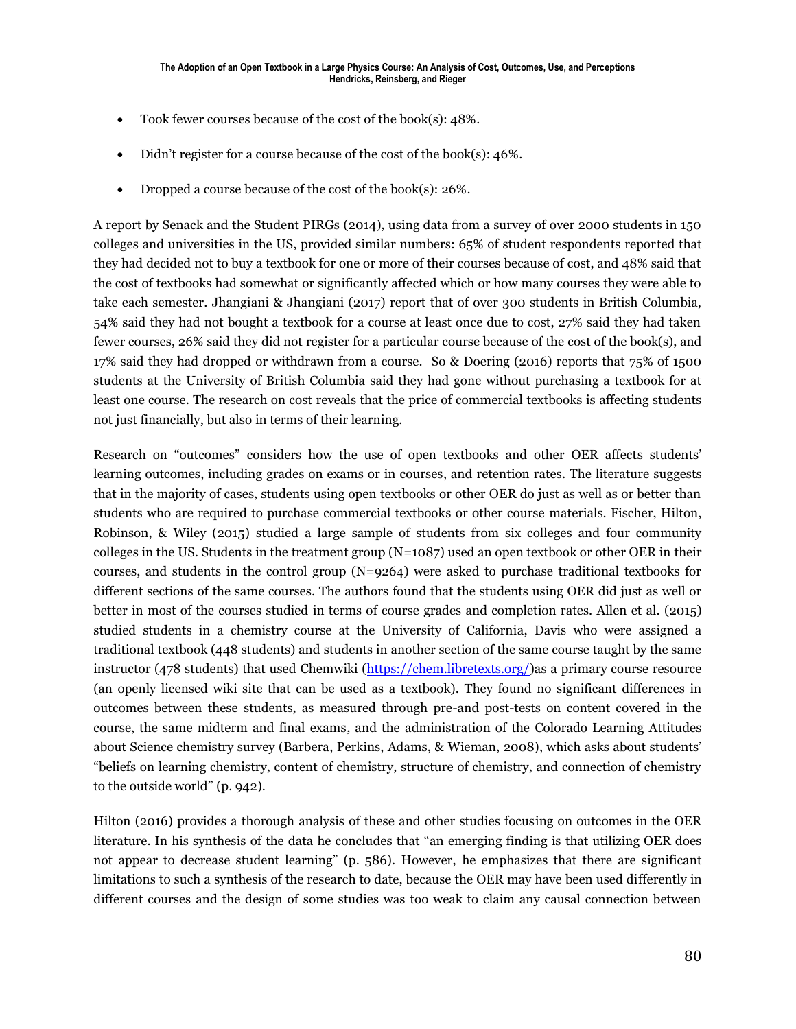- Took fewer courses because of the cost of the book(s): 48%.
- Didn't register for a course because of the cost of the book(s): 46%.
- Dropped a course because of the cost of the book(s): 26%.

A report by Senack and the Student PIRGs (2014), using data from a survey of over 2000 students in 150 colleges and universities in the US, provided similar numbers: 65% of student respondents reported that they had decided not to buy a textbook for one or more of their courses because of cost, and 48% said that the cost of textbooks had somewhat or significantly affected which or how many courses they were able to take each semester. Jhangiani & Jhangiani (2017) report that of over 300 students in British Columbia, 54% said they had not bought a textbook for a course at least once due to cost, 27% said they had taken fewer courses, 26% said they did not register for a particular course because of the cost of the book(s), and 17% said they had dropped or withdrawn from a course. So & Doering (2016) reports that 75% of 1500 students at the University of British Columbia said they had gone without purchasing a textbook for at least one course. The research on cost reveals that the price of commercial textbooks is affecting students not just financially, but also in terms of their learning.

Research on "outcomes" considers how the use of open textbooks and other OER affects students' learning outcomes, including grades on exams or in courses, and retention rates. The literature suggests that in the majority of cases, students using open textbooks or other OER do just as well as or better than students who are required to purchase commercial textbooks or other course materials. Fischer, Hilton, Robinson, & Wiley (2015) studied a large sample of students from six colleges and four community colleges in the US. Students in the treatment group (N=1087) used an open textbook or other OER in their courses, and students in the control group (N=9264) were asked to purchase traditional textbooks for different sections of the same courses. The authors found that the students using OER did just as well or better in most of the courses studied in terms of course grades and completion rates. Allen et al. (2015) studied students in a chemistry course at the University of California, Davis who were assigned a traditional textbook (448 students) and students in another section of the same course taught by the same instructor (478 students) that used Chemwiki (https://chem.libretexts.org/)as a primary course resource (an openly licensed wiki site that can be used as a textbook). They found no significant differences in outcomes between these students, as measured through pre-and post-tests on content covered in the course, the same midterm and final exams, and the administration of the Colorado Learning Attitudes about Science chemistry survey (Barbera, Perkins, Adams, & Wieman, 2008), which asks about students' "beliefs on learning chemistry, content of chemistry, structure of chemistry, and connection of chemistry to the outside world" (p. 942).

Hilton (2016) provides a thorough analysis of these and other studies focusing on outcomes in the OER literature. In his synthesis of the data he concludes that "an emerging finding is that utilizing OER does not appear to decrease student learning" (p. 586). However, he emphasizes that there are significant limitations to such a synthesis of the research to date, because the OER may have been used differently in different courses and the design of some studies was too weak to claim any causal connection between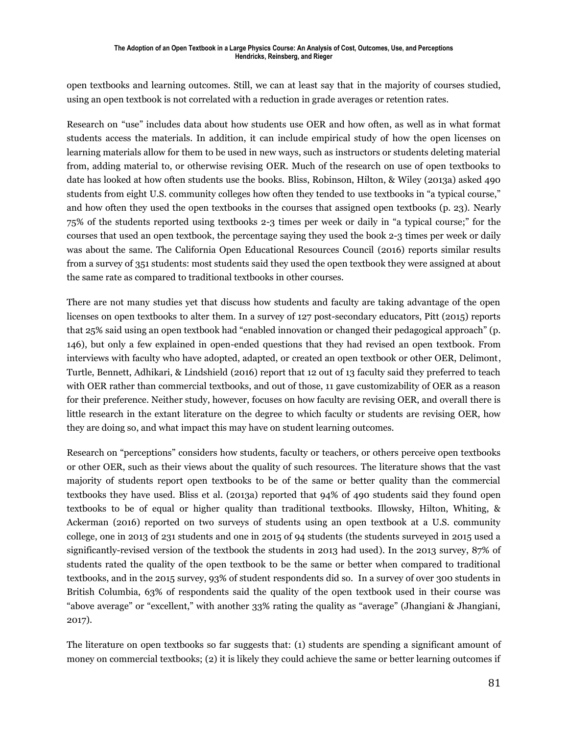open textbooks and learning outcomes. Still, we can at least say that in the majority of courses studied, using an open textbook is not correlated with a reduction in grade averages or retention rates.

Research on "use" includes data about how students use OER and how often, as well as in what format students access the materials. In addition, it can include empirical study of how the open licenses on learning materials allow for them to be used in new ways, such as instructors or students deleting material from, adding material to, or otherwise revising OER. Much of the research on use of open textbooks to date has looked at how often students use the books. Bliss, Robinson, Hilton, & Wiley (2013a) asked 490 students from eight U.S. community colleges how often they tended to use textbooks in "a typical course," and how often they used the open textbooks in the courses that assigned open textbooks (p. 23). Nearly 75% of the students reported using textbooks 2-3 times per week or daily in "a typical course;" for the courses that used an open textbook, the percentage saying they used the book 2-3 times per week or daily was about the same. The California Open Educational Resources Council (2016) reports similar results from a survey of 351 students: most students said they used the open textbook they were assigned at about the same rate as compared to traditional textbooks in other courses.

There are not many studies yet that discuss how students and faculty are taking advantage of the open licenses on open textbooks to alter them. In a survey of 127 post-secondary educators, Pitt (2015) reports that 25% said using an open textbook had "enabled innovation or changed their pedagogical approach" (p. 146), but only a few explained in open-ended questions that they had revised an open textbook. From interviews with faculty who have adopted, adapted, or created an open textbook or other OER, Delimont, Turtle, Bennett, Adhikari, & Lindshield (2016) report that 12 out of 13 faculty said they preferred to teach with OER rather than commercial textbooks, and out of those, 11 gave customizability of OER as a reason for their preference. Neither study, however, focuses on how faculty are revising OER, and overall there is little research in the extant literature on the degree to which faculty or students are revising OER, how they are doing so, and what impact this may have on student learning outcomes.

Research on "perceptions" considers how students, faculty or teachers, or others perceive open textbooks or other OER, such as their views about the quality of such resources. The literature shows that the vast majority of students report open textbooks to be of the same or better quality than the commercial textbooks they have used. Bliss et al. (2013a) reported that 94% of 490 students said they found open textbooks to be of equal or higher quality than traditional textbooks. Illowsky, Hilton, Whiting, & Ackerman (2016) reported on two surveys of students using an open textbook at a U.S. community college, one in 2013 of 231 students and one in 2015 of 94 students (the students surveyed in 2015 used a significantly-revised version of the textbook the students in 2013 had used). In the 2013 survey, 87% of students rated the quality of the open textbook to be the same or better when compared to traditional textbooks, and in the 2015 survey, 93% of student respondents did so. In a survey of over 300 students in British Columbia, 63% of respondents said the quality of the open textbook used in their course was "above average" or "excellent," with another 33% rating the quality as "average" (Jhangiani & Jhangiani, 2017).

The literature on open textbooks so far suggests that: (1) students are spending a significant amount of money on commercial textbooks; (2) it is likely they could achieve the same or better learning outcomes if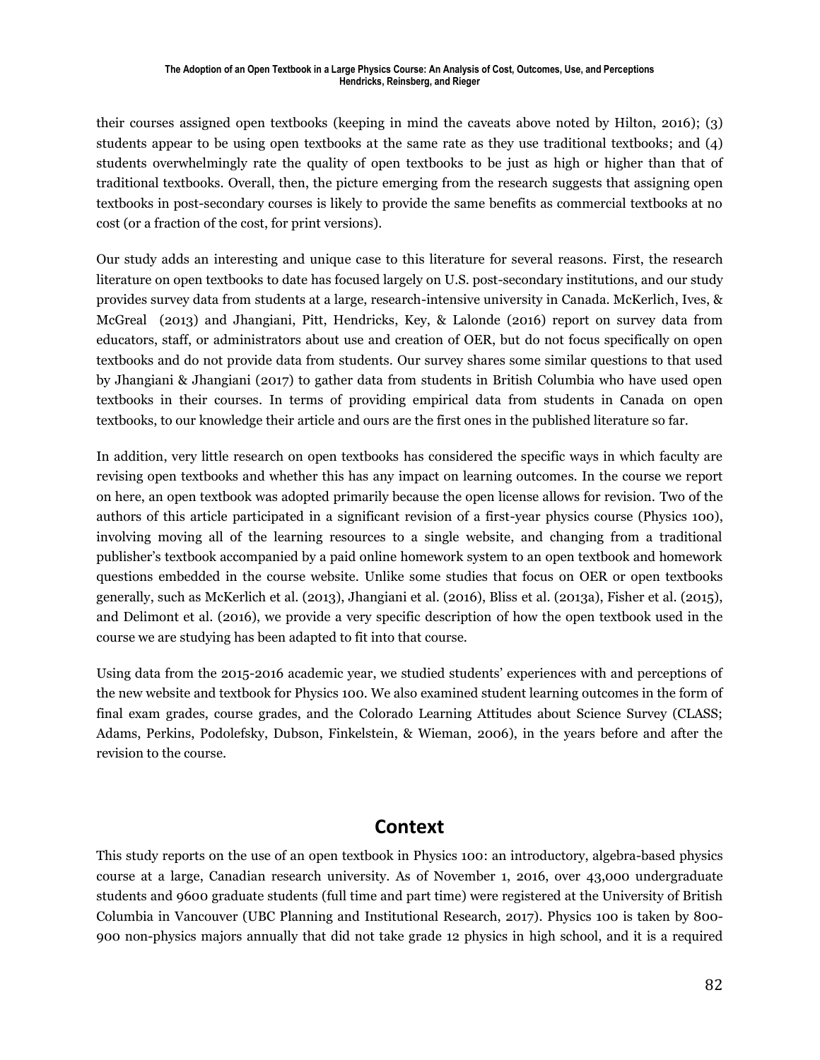their courses assigned open textbooks (keeping in mind the caveats above noted by Hilton, 2016); (3) students appear to be using open textbooks at the same rate as they use traditional textbooks; and (4) students overwhelmingly rate the quality of open textbooks to be just as high or higher than that of traditional textbooks. Overall, then, the picture emerging from the research suggests that assigning open textbooks in post-secondary courses is likely to provide the same benefits as commercial textbooks at no cost (or a fraction of the cost, for print versions).

Our study adds an interesting and unique case to this literature for several reasons. First, the research literature on open textbooks to date has focused largely on U.S. post-secondary institutions, and our study provides survey data from students at a large, research-intensive university in Canada. McKerlich, Ives, & McGreal (2013) and Jhangiani, Pitt, Hendricks, Key, & Lalonde (2016) report on survey data from educators, staff, or administrators about use and creation of OER, but do not focus specifically on open textbooks and do not provide data from students. Our survey shares some similar questions to that used by Jhangiani & Jhangiani (2017) to gather data from students in British Columbia who have used open textbooks in their courses. In terms of providing empirical data from students in Canada on open textbooks, to our knowledge their article and ours are the first ones in the published literature so far.

In addition, very little research on open textbooks has considered the specific ways in which faculty are revising open textbooks and whether this has any impact on learning outcomes. In the course we report on here, an open textbook was adopted primarily because the open license allows for revision. Two of the authors of this article participated in a significant revision of a first-year physics course (Physics 100), involving moving all of the learning resources to a single website, and changing from a traditional publisher's textbook accompanied by a paid online homework system to an open textbook and homework questions embedded in the course website. Unlike some studies that focus on OER or open textbooks generally, such as McKerlich et al. (2013), Jhangiani et al. (2016), Bliss et al. (2013a), Fisher et al. (2015), and Delimont et al. (2016), we provide a very specific description of how the open textbook used in the course we are studying has been adapted to fit into that course.

Using data from the 2015-2016 academic year, we studied students' experiences with and perceptions of the new website and textbook for Physics 100. We also examined student learning outcomes in the form of final exam grades, course grades, and the Colorado Learning Attitudes about Science Survey (CLASS; Adams, Perkins, Podolefsky, Dubson, Finkelstein, & Wieman, 2006), in the years before and after the revision to the course.

## Context

This study reports on the use of an open textbook in Physics 100: an introductory, algebra-based physics course at a large, Canadian research university. As of November 1, 2016, over 43,000 undergraduate students and 9600 graduate students (full time and part time) were registered at the University of British Columbia in Vancouver (UBC Planning and Institutional Research, 2017). Physics 100 is taken by 800-900 non-physics majors annually that did not take grade 12 physics in high school, and it is a required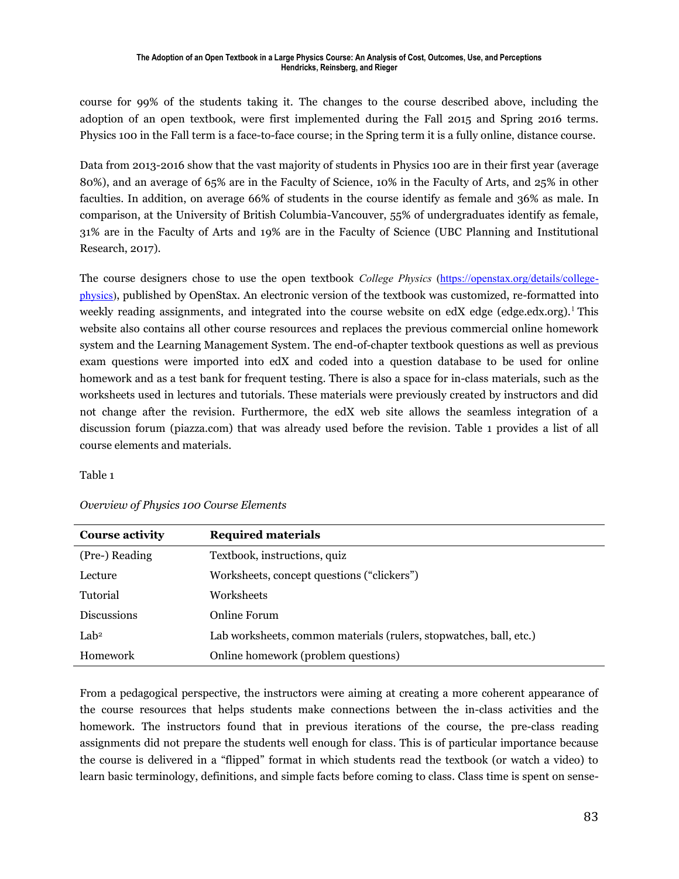course for 99% of the students taking it. The changes to the course described above, including the adoption of an open textbook, were first implemented during the Fall 2015 and Spring 2016 terms. Physics 100 in the Fall term is a face-to-face course; in the Spring term it is a fully online, distance course.

Data from 2013-2016 show that the vast majority of students in Physics 100 are in their first year (average 80%), and an average of 65% are in the Faculty of Science, 10% in the Faculty of Arts, and 25% in other faculties. In addition, on average 66% of students in the course identify as female and 36% as male. In comparison, at the University of British Columbia-Vancouver, 55% of undergraduates identify as female, 31% are in the Faculty of Arts and 19% are in the Faculty of Science (UBC Planning and Institutional Research, 2017).

The course designers chose to use the open textbook *College Physics* (https://openstax.org/details/college-physics), published by OpenStax. An electronic version of the textbook was customized, re-formatted into weekly reading assignments, and integrated into the course website on edX edge (edge.edx.org).[1] This website also contains all other course resources and replaces the previous commercial online homework system and the Learning Management System. The end-of-chapter textbook questions as well as previous exam questions were imported into edX and coded into a question database to be used for online homework and as a test bank for frequent testing. There is also a space for in-class materials, such as the worksheets used in lectures and tutorials. These materials were previously created by instructors and did not change after the revision. Furthermore, the edX web site allows the seamless integration of a discussion forum (piazza.com) that was already used before the revision. Table 1 provides a list of all course elements and materials.

Table 1

*Overview of Physics 100 Course Elements*

| **Course activity** | **Required materials** |
|---|---|
| (Pre-) Reading | Textbook, instructions, quiz |
| Lecture | Worksheets, concept questions ("clickers") |
| Tutorial | Worksheets |
| Discussions | Online Forum |
| Lab[2] | Lab worksheets, common materials (rulers, stopwatches, ball, etc.) |
| Homework | Online homework (problem questions) |

From a pedagogical perspective, the instructors were aiming at creating a more coherent appearance of the course resources that helps students make connections between the in-class activities and the homework. The instructors found that in previous iterations of the course, the pre-class reading assignments did not prepare the students well enough for class. This is of particular importance because the course is delivered in a "flipped" format in which students read the textbook (or watch a video) to learn basic terminology, definitions, and simple facts before coming to class. Class time is spent on sense-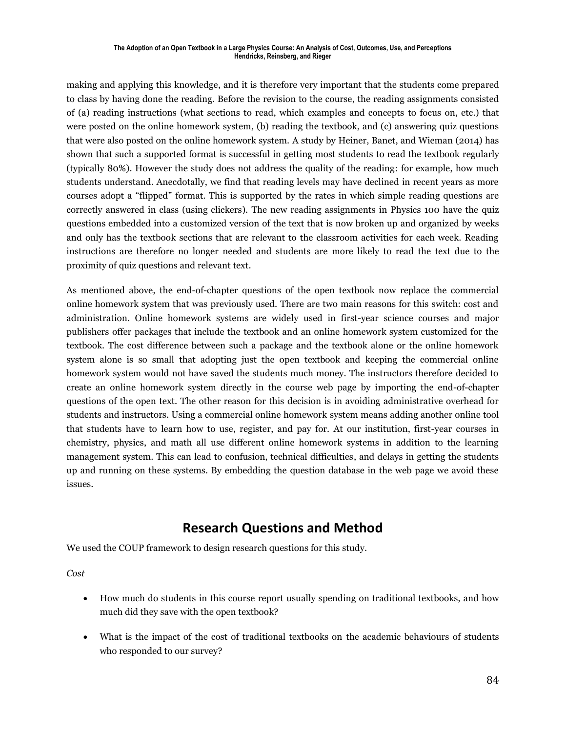making and applying this knowledge, and it is therefore very important that the students come prepared to class by having done the reading. Before the revision to the course, the reading assignments consisted of (a) reading instructions (what sections to read, which examples and concepts to focus on, etc.) that were posted on the online homework system, (b) reading the textbook, and (c) answering quiz questions that were also posted on the online homework system. A study by Heiner, Banet, and Wieman (2014) has shown that such a supported format is successful in getting most students to read the textbook regularly (typically 80%). However the study does not address the quality of the reading: for example, how much students understand. Anecdotally, we find that reading levels may have declined in recent years as more courses adopt a "flipped" format. This is supported by the rates in which simple reading questions are correctly answered in class (using clickers). The new reading assignments in Physics 100 have the quiz questions embedded into a customized version of the text that is now broken up and organized by weeks and only has the textbook sections that are relevant to the classroom activities for each week. Reading instructions are therefore no longer needed and students are more likely to read the text due to the proximity of quiz questions and relevant text.

As mentioned above, the end-of-chapter questions of the open textbook now replace the commercial online homework system that was previously used. There are two main reasons for this switch: cost and administration. Online homework systems are widely used in first-year science courses and major publishers offer packages that include the textbook and an online homework system customized for the textbook. The cost difference between such a package and the textbook alone or the online homework system alone is so small that adopting just the open textbook and keeping the commercial online homework system would not have saved the students much money. The instructors therefore decided to create an online homework system directly in the course web page by importing the end-of-chapter questions of the open text. The other reason for this decision is in avoiding administrative overhead for students and instructors. Using a commercial online homework system means adding another online tool that students have to learn how to use, register, and pay for. At our institution, first-year courses in chemistry, physics, and math all use different online homework systems in addition to the learning management system. This can lead to confusion, technical difficulties, and delays in getting the students up and running on these systems. By embedding the question database in the web page we avoid these issues.

## Research Questions and Method

We used the COUP framework to design research questions for this study.

*Cost*

- How much do students in this course report usually spending on traditional textbooks, and how much did they save with the open textbook?
- What is the impact of the cost of traditional textbooks on the academic behaviours of students who responded to our survey?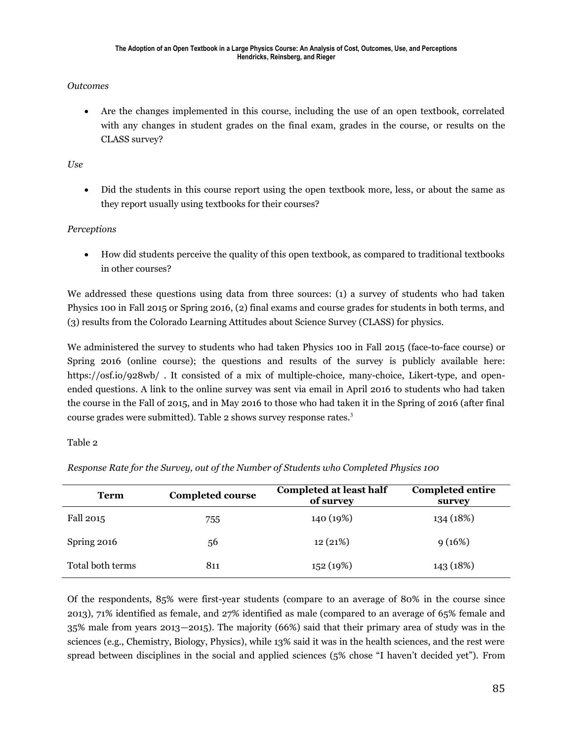*Outcomes*

- Are the changes implemented in this course, including the use of an open textbook, correlated with any changes in student grades on the final exam, grades in the course, or results on the CLASS survey?

*Use*

- Did the students in this course report using the open textbook more, less, or about the same as they report usually using textbooks for their courses?

*Perceptions*

- How did students perceive the quality of this open textbook, as compared to traditional textbooks in other courses?

We addressed these questions using data from three sources: (1) a survey of students who had taken Physics 100 in Fall 2015 or Spring 2016, (2) final exams and course grades for students in both terms, and (3) results from the Colorado Learning Attitudes about Science Survey (CLASS) for physics.

We administered the survey to students who had taken Physics 100 in Fall 2015 (face-to-face course) or Spring 2016 (online course); the questions and results of the survey is publicly available here: https://osf.io/928wb/ . It consisted of a mix of multiple-choice, many-choice, Likert-type, and open-ended questions. A link to the online survey was sent via email in April 2016 to students who had taken the course in the Fall of 2015, and in May 2016 to those who had taken it in the Spring of 2016 (after final course grades were submitted). Table 2 shows survey response rates.[3]

Table 2

*Response Rate for the Survey, out of the Number of Students who Completed Physics 100*

| Term | Completed course | Completed at least half of survey | Completed entire survey |
|---|---|---|---|
| Fall 2015 | 755 | 140 (19%) | 134 (18%) |
| Spring 2016 | 56 | 12 (21%) | 9 (16%) |
| Total both terms | 811 | 152 (19%) | 143 (18%) |

Of the respondents, 85% were first-year students (compare to an average of 80% in the course since 2013), 71% identified as female, and 27% identified as male (compared to an average of 65% female and 35% male from years 2013—2015). The majority (66%) said that their primary area of study was in the sciences (e.g., Chemistry, Biology, Physics), while 13% said it was in the health sciences, and the rest were spread between disciplines in the social and applied sciences (5% chose "I haven't decided yet"). From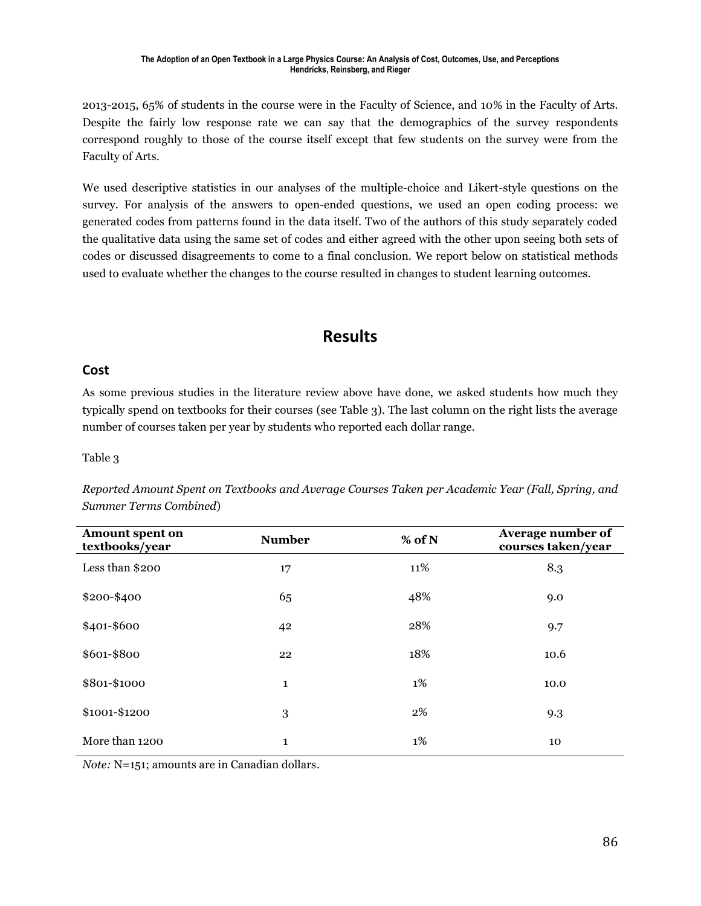2013-2015, 65% of students in the course were in the Faculty of Science, and 10% in the Faculty of Arts. Despite the fairly low response rate we can say that the demographics of the survey respondents correspond roughly to those of the course itself except that few students on the survey were from the Faculty of Arts.

We used descriptive statistics in our analyses of the multiple-choice and Likert-style questions on the survey. For analysis of the answers to open-ended questions, we used an open coding process: we generated codes from patterns found in the data itself. Two of the authors of this study separately coded the qualitative data using the same set of codes and either agreed with the other upon seeing both sets of codes or discussed disagreements to come to a final conclusion. We report below on statistical methods used to evaluate whether the changes to the course resulted in changes to student learning outcomes.

# Results

## Cost

As some previous studies in the literature review above have done, we asked students how much they typically spend on textbooks for their courses (see Table 3). The last column on the right lists the average number of courses taken per year by students who reported each dollar range.

Table 3

*Reported Amount Spent on Textbooks and Average Courses Taken per Academic Year (Fall, Spring, and Summer Terms Combined*)

| Amount spent on textbooks/year | Number | % of N | Average number of courses taken/year |
|---|---|---|---|
| Less than $200 | 17 | 11% | 8.3 |
| $200-$400 | 65 | 48% | 9.0 |
| $401-$600 | 42 | 28% | 9.7 |
| $601-$800 | 22 | 18% | 10.6 |
| $801-$1000 | 1 | 1% | 10.0 |
| $1001-$1200 | 3 | 2% | 9.3 |
| More than 1200 | 1 | 1% | 10 |

*Note:* N=151; amounts are in Canadian dollars.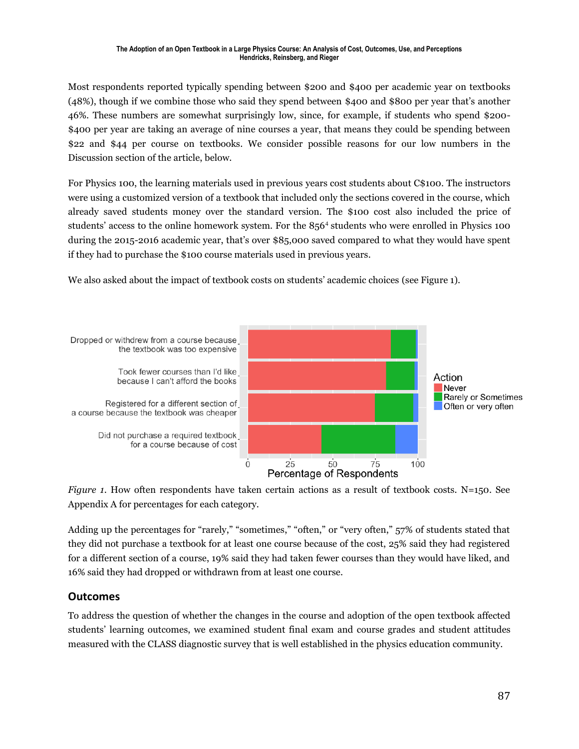Most respondents reported typically spending between $200 and $400 per academic year on textbooks (48%), though if we combine those who said they spend between $400 and $800 per year that's another 46%. These numbers are somewhat surprisingly low, since, for example, if students who spend $200-$400 per year are taking an average of nine courses a year, that means they could be spending between $22 and $44 per course on textbooks. We consider possible reasons for our low numbers in the Discussion section of the article, below.

For Physics 100, the learning materials used in previous years cost students about C$100. The instructors were using a customized version of a textbook that included only the sections covered in the course, which already saved students money over the standard version. The $100 cost also included the price of students' access to the online homework system. For the 856[4] students who were enrolled in Physics 100 during the 2015-2016 academic year, that's over $85,000 saved compared to what they would have spent if they had to purchase the $100 course materials used in previous years.

We also asked about the impact of textbook costs on students' academic choices (see Figure 1).

*Figure 1.* How often respondents have taken certain actions as a result of textbook costs. N=150. See Appendix A for percentages for each category.

Adding up the percentages for "rarely," "sometimes," "often," or "very often," 57% of students stated that they did not purchase a textbook for at least one course because of the cost, 25% said they had registered for a different section of a course, 19% said they had taken fewer courses than they would have liked, and 16% said they had dropped or withdrawn from at least one course.

## Outcomes

To address the question of whether the changes in the course and adoption of the open textbook affected students' learning outcomes, we examined student final exam and course grades and student attitudes measured with the CLASS diagnostic survey that is well established in the physics education community.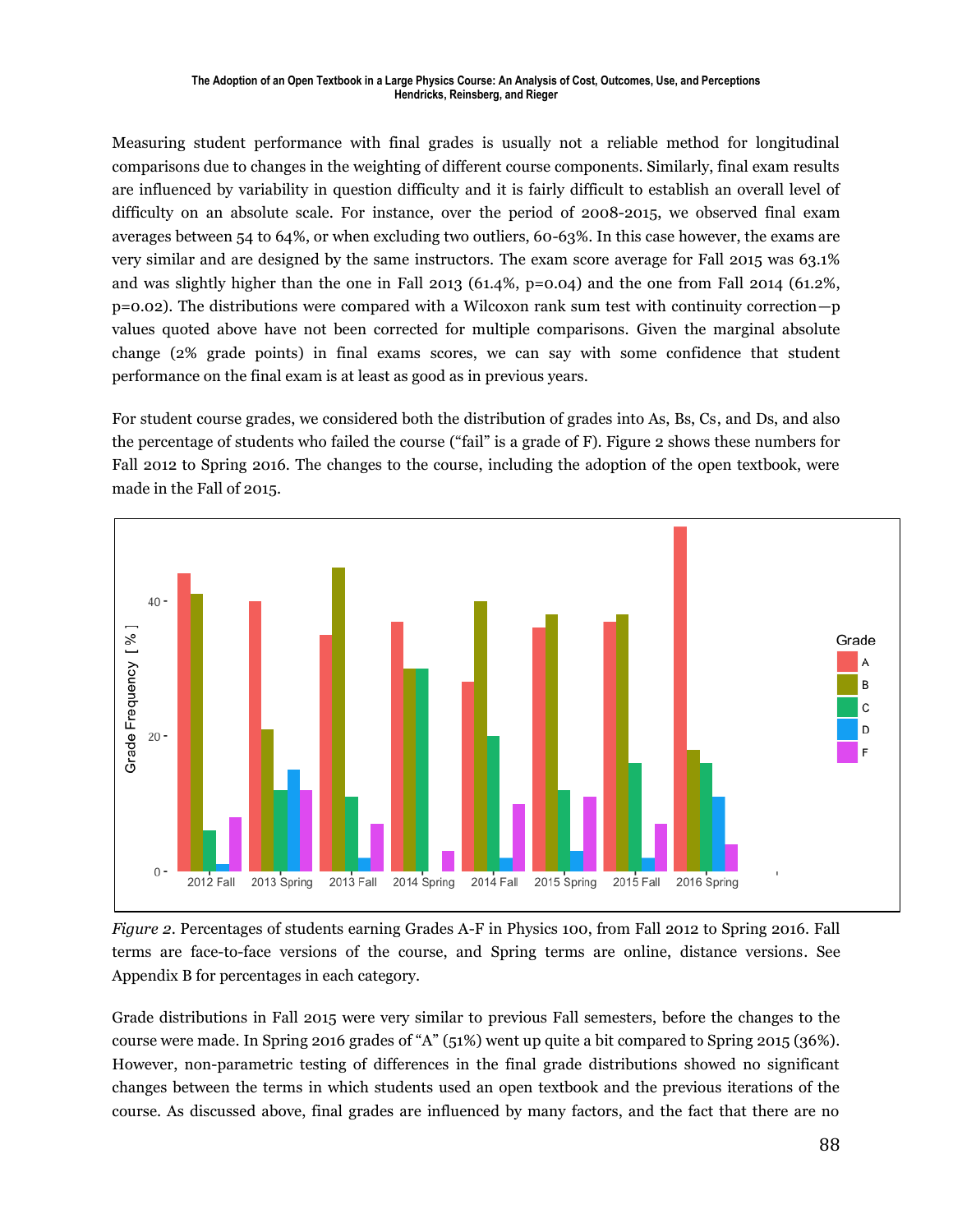Measuring student performance with final grades is usually not a reliable method for longitudinal comparisons due to changes in the weighting of different course components. Similarly, final exam results are influenced by variability in question difficulty and it is fairly difficult to establish an overall level of difficulty on an absolute scale. For instance, over the period of 2008-2015, we observed final exam averages between 54 to 64%, or when excluding two outliers, 60-63%. In this case however, the exams are very similar and are designed by the same instructors. The exam score average for Fall 2015 was 63.1% and was slightly higher than the one in Fall 2013 (61.4%, p=0.04) and the one from Fall 2014 (61.2%, p=0.02). The distributions were compared with a Wilcoxon rank sum test with continuity correction—p values quoted above have not been corrected for multiple comparisons. Given the marginal absolute change (2% grade points) in final exams scores, we can say with some confidence that student performance on the final exam is at least as good as in previous years.

For student course grades, we considered both the distribution of grades into As, Bs, Cs, and Ds, and also the percentage of students who failed the course ("fail" is a grade of F). Figure 2 shows these numbers for Fall 2012 to Spring 2016. The changes to the course, including the adoption of the open textbook, were made in the Fall of 2015.

*Figure 2*. Percentages of students earning Grades A-F in Physics 100, from Fall 2012 to Spring 2016. Fall terms are face-to-face versions of the course, and Spring terms are online, distance versions. See Appendix B for percentages in each category.

Grade distributions in Fall 2015 were very similar to previous Fall semesters, before the changes to the course were made. In Spring 2016 grades of "A" (51%) went up quite a bit compared to Spring 2015 (36%). However, non-parametric testing of differences in the final grade distributions showed no significant changes between the terms in which students used an open textbook and the previous iterations of the course. As discussed above, final grades are influenced by many factors, and the fact that there are no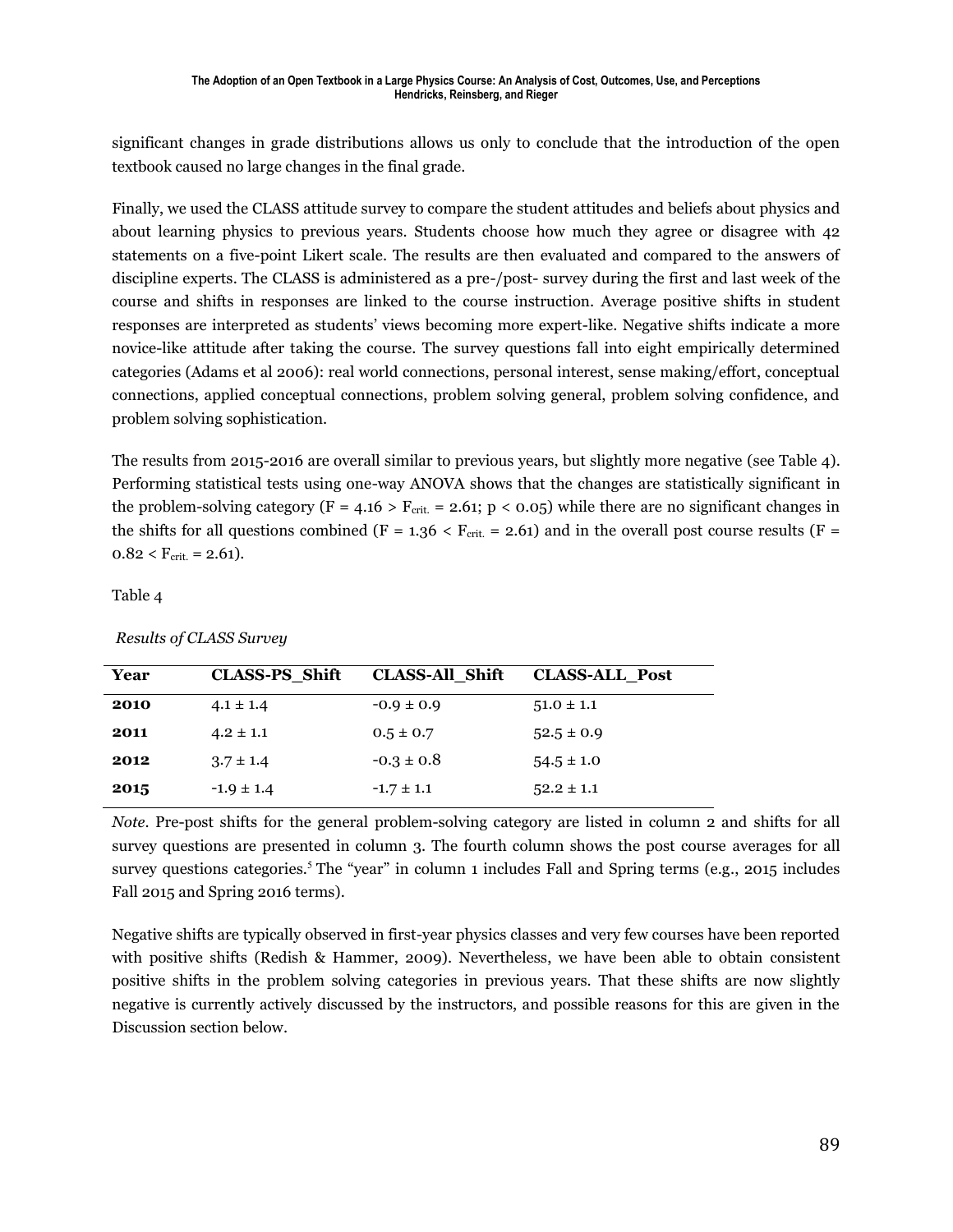significant changes in grade distributions allows us only to conclude that the introduction of the open textbook caused no large changes in the final grade.

Finally, we used the CLASS attitude survey to compare the student attitudes and beliefs about physics and about learning physics to previous years. Students choose how much they agree or disagree with 42 statements on a five-point Likert scale. The results are then evaluated and compared to the answers of discipline experts. The CLASS is administered as a pre-/post- survey during the first and last week of the course and shifts in responses are linked to the course instruction. Average positive shifts in student responses are interpreted as students' views becoming more expert-like. Negative shifts indicate a more novice-like attitude after taking the course. The survey questions fall into eight empirically determined categories (Adams et al 2006): real world connections, personal interest, sense making/effort, conceptual connections, applied conceptual connections, problem solving general, problem solving confidence, and problem solving sophistication.

The results from 2015-2016 are overall similar to previous years, but slightly more negative (see Table 4). Performing statistical tests using one-way ANOVA shows that the changes are statistically significant in the problem-solving category ($F = 4.16 > F_{crit.} = 2.61$; $p < 0.05$) while there are no significant changes in the shifts for all questions combined ($F = 1.36 < F_{crit.} = 2.61$) and in the overall post course results ($F = 0.82 < F_{crit.} = 2.61$).

Table 4

*Results of CLASS Survey*

| Year | CLASS-PS_Shift | CLASS-All_Shift | CLASS-ALL_Post |
|---|---|---|---|
| **2010** | 4.1 ± 1.4 | -0.9 ± 0.9 | 51.0 ± 1.1 |
| **2011** | 4.2 ± 1.1 | 0.5 ± 0.7 | 52.5 ± 0.9 |
| **2012** | 3.7 ± 1.4 | -0.3 ± 0.8 | 54.5 ± 1.0 |
| **2015** | -1.9 ± 1.4 | -1.7 ± 1.1 | 52.2 ± 1.1 |

*Note*. Pre-post shifts for the general problem-solving category are listed in column 2 and shifts for all survey questions are presented in column 3. The fourth column shows the post course averages for all survey questions categories.[5] The "year" in column 1 includes Fall and Spring terms (e.g., 2015 includes Fall 2015 and Spring 2016 terms).

Negative shifts are typically observed in first-year physics classes and very few courses have been reported with positive shifts (Redish & Hammer, 2009). Nevertheless, we have been able to obtain consistent positive shifts in the problem solving categories in previous years. That these shifts are now slightly negative is currently actively discussed by the instructors, and possible reasons for this are given in the Discussion section below.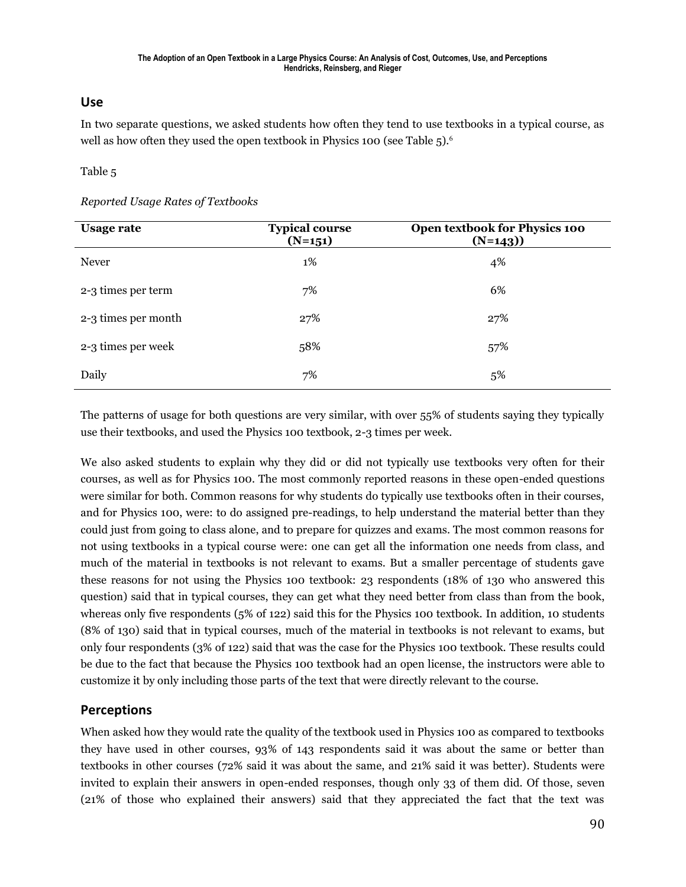## Use

In two separate questions, we asked students how often they tend to use textbooks in a typical course, as well as how often they used the open textbook in Physics 100 (see Table 5).[6]

Table 5

*Reported Usage Rates of Textbooks*

| Usage rate | Typical course (N=151) | Open textbook for Physics 100 (N=143)) |
|---|---|---|
| Never | 1% | 4% |
| 2-3 times per term | 7% | 6% |
| 2-3 times per month | 27% | 27% |
| 2-3 times per week | 58% | 57% |
| Daily | 7% | 5% |

The patterns of usage for both questions are very similar, with over 55% of students saying they typically use their textbooks, and used the Physics 100 textbook, 2-3 times per week.

We also asked students to explain why they did or did not typically use textbooks very often for their courses, as well as for Physics 100. The most commonly reported reasons in these open-ended questions were similar for both. Common reasons for why students do typically use textbooks often in their courses, and for Physics 100, were: to do assigned pre-readings, to help understand the material better than they could just from going to class alone, and to prepare for quizzes and exams. The most common reasons for not using textbooks in a typical course were: one can get all the information one needs from class, and much of the material in textbooks is not relevant to exams. But a smaller percentage of students gave these reasons for not using the Physics 100 textbook: 23 respondents (18% of 130 who answered this question) said that in typical courses, they can get what they need better from class than from the book, whereas only five respondents (5% of 122) said this for the Physics 100 textbook. In addition, 10 students (8% of 130) said that in typical courses, much of the material in textbooks is not relevant to exams, but only four respondents (3% of 122) said that was the case for the Physics 100 textbook. These results could be due to the fact that because the Physics 100 textbook had an open license, the instructors were able to customize it by only including those parts of the text that were directly relevant to the course.

## Perceptions

When asked how they would rate the quality of the textbook used in Physics 100 as compared to textbooks they have used in other courses, 93% of 143 respondents said it was about the same or better than textbooks in other courses (72% said it was about the same, and 21% said it was better). Students were invited to explain their answers in open-ended responses, though only 33 of them did. Of those, seven (21% of those who explained their answers) said that they appreciated the fact that the text was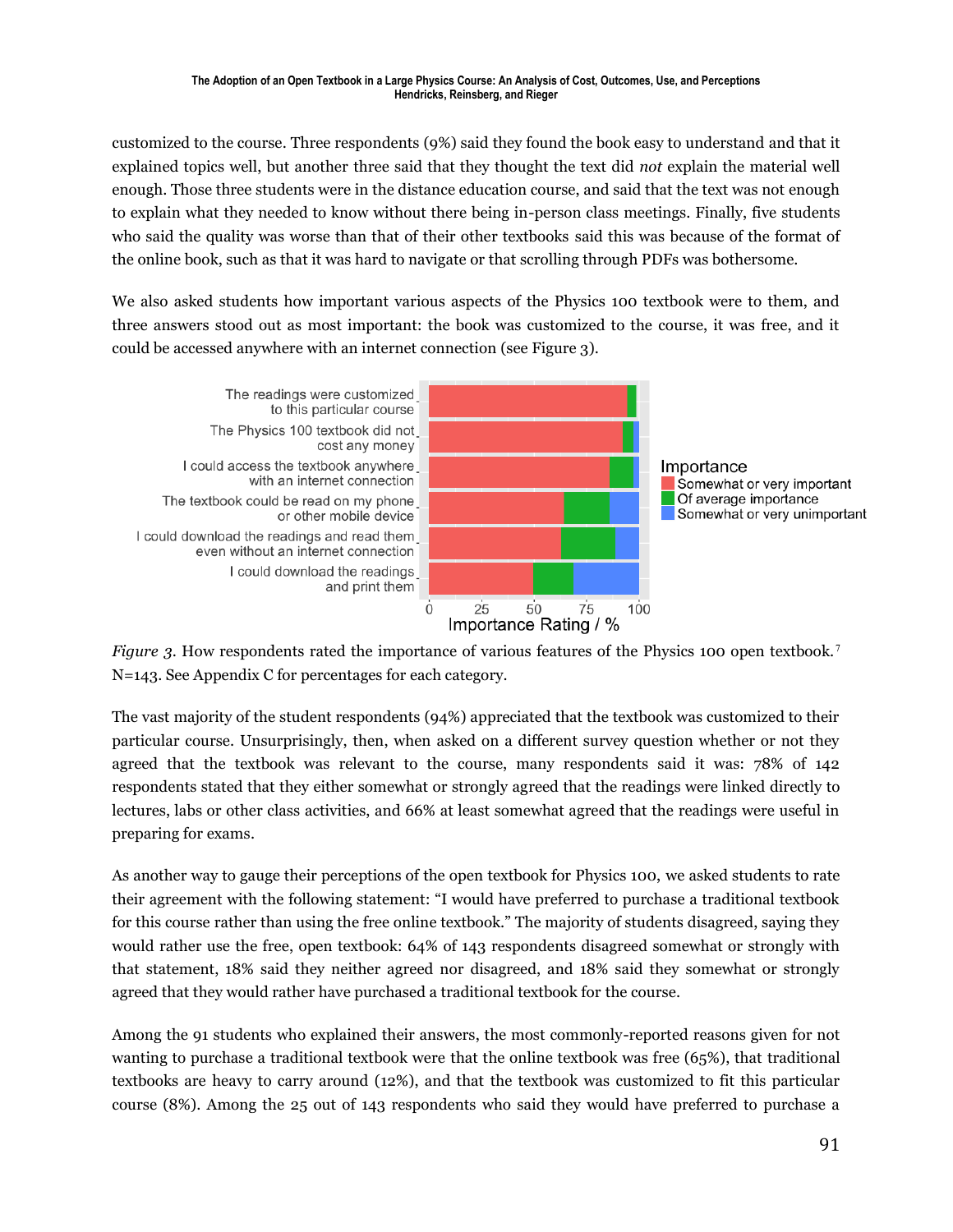customized to the course. Three respondents (9%) said they found the book easy to understand and that it explained topics well, but another three said that they thought the text did *not* explain the material well enough. Those three students were in the distance education course, and said that the text was not enough to explain what they needed to know without there being in-person class meetings. Finally, five students who said the quality was worse than that of their other textbooks said this was because of the format of the online book, such as that it was hard to navigate or that scrolling through PDFs was bothersome.

We also asked students how important various aspects of the Physics 100 textbook were to them, and three answers stood out as most important: the book was customized to the course, it was free, and it could be accessed anywhere with an internet connection (see Figure 3).

*Figure 3.* How respondents rated the importance of various features of the Physics 100 open textbook.[7] N=143. See Appendix C for percentages for each category.

The vast majority of the student respondents (94%) appreciated that the textbook was customized to their particular course. Unsurprisingly, then, when asked on a different survey question whether or not they agreed that the textbook was relevant to the course, many respondents said it was: 78% of 142 respondents stated that they either somewhat or strongly agreed that the readings were linked directly to lectures, labs or other class activities, and 66% at least somewhat agreed that the readings were useful in preparing for exams.

As another way to gauge their perceptions of the open textbook for Physics 100, we asked students to rate their agreement with the following statement: "I would have preferred to purchase a traditional textbook for this course rather than using the free online textbook." The majority of students disagreed, saying they would rather use the free, open textbook: 64% of 143 respondents disagreed somewhat or strongly with that statement, 18% said they neither agreed nor disagreed, and 18% said they somewhat or strongly agreed that they would rather have purchased a traditional textbook for the course.

Among the 91 students who explained their answers, the most commonly-reported reasons given for not wanting to purchase a traditional textbook were that the online textbook was free (65%), that traditional textbooks are heavy to carry around (12%), and that the textbook was customized to fit this particular course (8%). Among the 25 out of 143 respondents who said they would have preferred to purchase a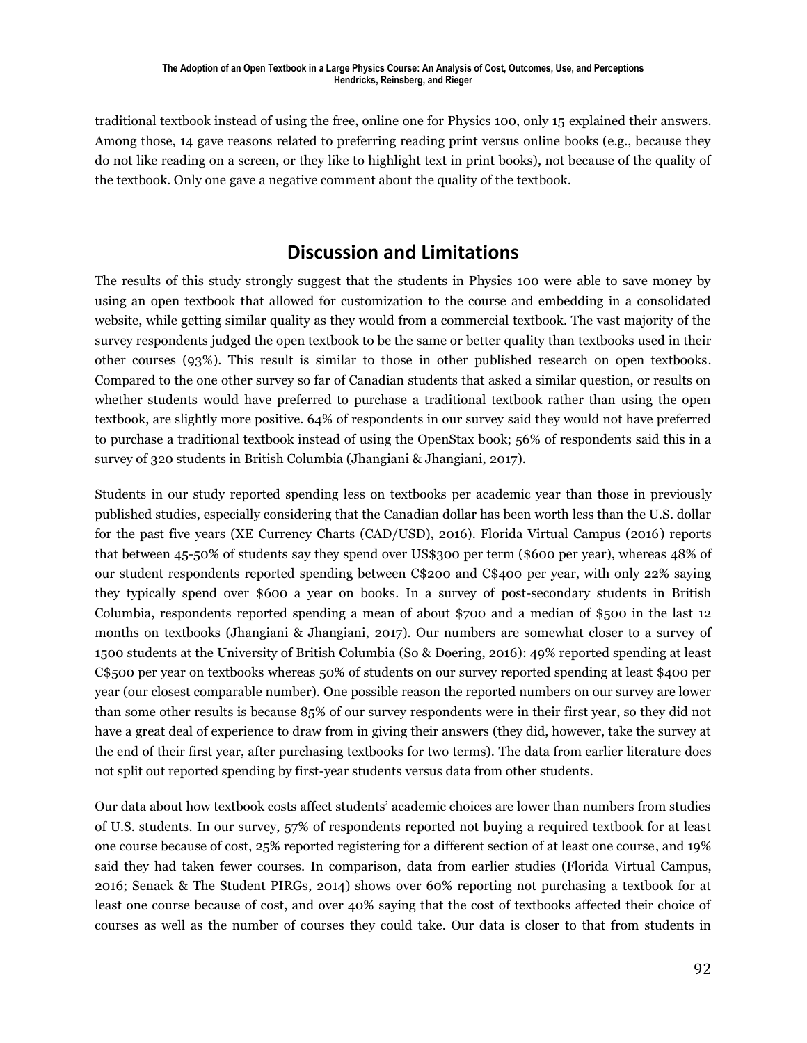traditional textbook instead of using the free, online one for Physics 100, only 15 explained their answers. Among those, 14 gave reasons related to preferring reading print versus online books (e.g., because they do not like reading on a screen, or they like to highlight text in print books), not because of the quality of the textbook. Only one gave a negative comment about the quality of the textbook.

## Discussion and Limitations

The results of this study strongly suggest that the students in Physics 100 were able to save money by using an open textbook that allowed for customization to the course and embedding in a consolidated website, while getting similar quality as they would from a commercial textbook. The vast majority of the survey respondents judged the open textbook to be the same or better quality than textbooks used in their other courses (93%). This result is similar to those in other published research on open textbooks. Compared to the one other survey so far of Canadian students that asked a similar question, or results on whether students would have preferred to purchase a traditional textbook rather than using the open textbook, are slightly more positive. 64% of respondents in our survey said they would not have preferred to purchase a traditional textbook instead of using the OpenStax book; 56% of respondents said this in a survey of 320 students in British Columbia (Jhangiani & Jhangiani, 2017).

Students in our study reported spending less on textbooks per academic year than those in previously published studies, especially considering that the Canadian dollar has been worth less than the U.S. dollar for the past five years (XE Currency Charts (CAD/USD), 2016). Florida Virtual Campus (2016) reports that between 45-50% of students say they spend over US$300 per term ($600 per year), whereas 48% of our student respondents reported spending between C$200 and C$400 per year, with only 22% saying they typically spend over $600 a year on books. In a survey of post-secondary students in British Columbia, respondents reported spending a mean of about $700 and a median of $500 in the last 12 months on textbooks (Jhangiani & Jhangiani, 2017). Our numbers are somewhat closer to a survey of 1500 students at the University of British Columbia (So & Doering, 2016): 49% reported spending at least C$500 per year on textbooks whereas 50% of students on our survey reported spending at least $400 per year (our closest comparable number). One possible reason the reported numbers on our survey are lower than some other results is because 85% of our survey respondents were in their first year, so they did not have a great deal of experience to draw from in giving their answers (they did, however, take the survey at the end of their first year, after purchasing textbooks for two terms). The data from earlier literature does not split out reported spending by first-year students versus data from other students.

Our data about how textbook costs affect students' academic choices are lower than numbers from studies of U.S. students. In our survey, 57% of respondents reported not buying a required textbook for at least one course because of cost, 25% reported registering for a different section of at least one course, and 19% said they had taken fewer courses. In comparison, data from earlier studies (Florida Virtual Campus, 2016; Senack & The Student PIRGs, 2014) shows over 60% reporting not purchasing a textbook for at least one course because of cost, and over 40% saying that the cost of textbooks affected their choice of courses as well as the number of courses they could take. Our data is closer to that from students in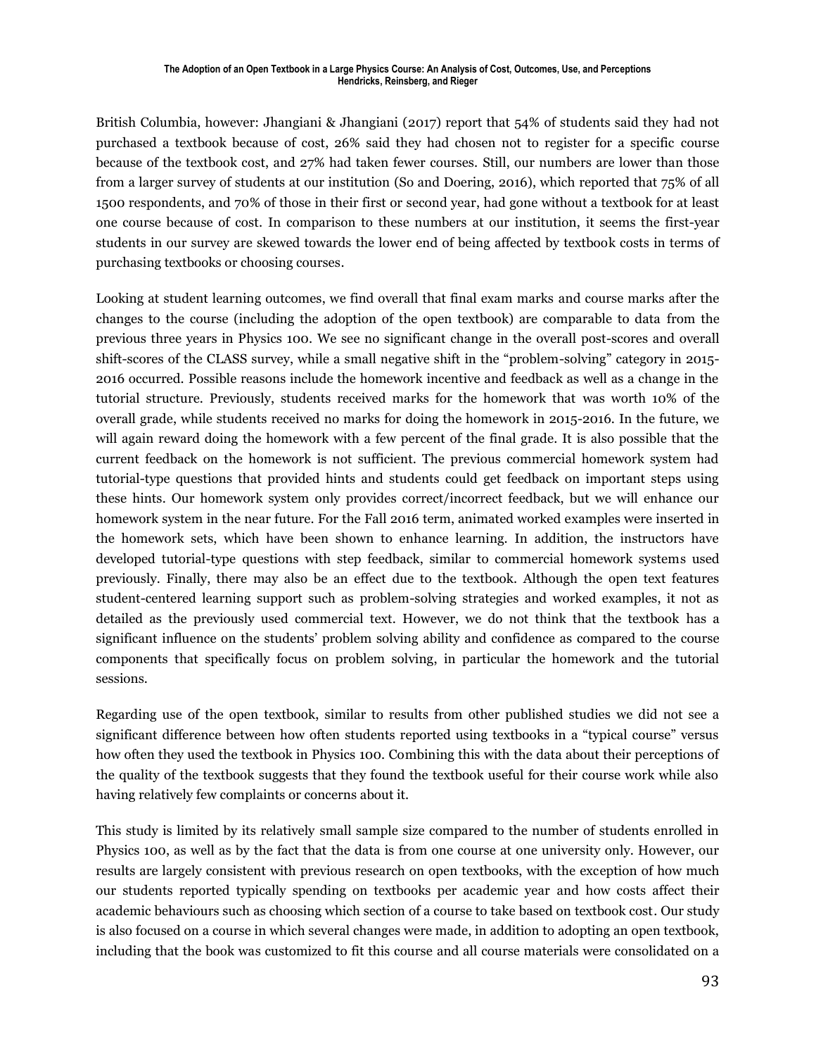British Columbia, however: Jhangiani & Jhangiani (2017) report that 54% of students said they had not purchased a textbook because of cost, 26% said they had chosen not to register for a specific course because of the textbook cost, and 27% had taken fewer courses. Still, our numbers are lower than those from a larger survey of students at our institution (So and Doering, 2016), which reported that 75% of all 1500 respondents, and 70% of those in their first or second year, had gone without a textbook for at least one course because of cost. In comparison to these numbers at our institution, it seems the first-year students in our survey are skewed towards the lower end of being affected by textbook costs in terms of purchasing textbooks or choosing courses.

Looking at student learning outcomes, we find overall that final exam marks and course marks after the changes to the course (including the adoption of the open textbook) are comparable to data from the previous three years in Physics 100. We see no significant change in the overall post-scores and overall shift-scores of the CLASS survey, while a small negative shift in the "problem-solving" category in 2015-2016 occurred. Possible reasons include the homework incentive and feedback as well as a change in the tutorial structure. Previously, students received marks for the homework that was worth 10% of the overall grade, while students received no marks for doing the homework in 2015-2016. In the future, we will again reward doing the homework with a few percent of the final grade. It is also possible that the current feedback on the homework is not sufficient. The previous commercial homework system had tutorial-type questions that provided hints and students could get feedback on important steps using these hints. Our homework system only provides correct/incorrect feedback, but we will enhance our homework system in the near future. For the Fall 2016 term, animated worked examples were inserted in the homework sets, which have been shown to enhance learning. In addition, the instructors have developed tutorial-type questions with step feedback, similar to commercial homework systems used previously. Finally, there may also be an effect due to the textbook. Although the open text features student-centered learning support such as problem-solving strategies and worked examples, it not as detailed as the previously used commercial text. However, we do not think that the textbook has a significant influence on the students' problem solving ability and confidence as compared to the course components that specifically focus on problem solving, in particular the homework and the tutorial sessions.

Regarding use of the open textbook, similar to results from other published studies we did not see a significant difference between how often students reported using textbooks in a "typical course" versus how often they used the textbook in Physics 100. Combining this with the data about their perceptions of the quality of the textbook suggests that they found the textbook useful for their course work while also having relatively few complaints or concerns about it.

This study is limited by its relatively small sample size compared to the number of students enrolled in Physics 100, as well as by the fact that the data is from one course at one university only. However, our results are largely consistent with previous research on open textbooks, with the exception of how much our students reported typically spending on textbooks per academic year and how costs affect their academic behaviours such as choosing which section of a course to take based on textbook cost. Our study is also focused on a course in which several changes were made, in addition to adopting an open textbook, including that the book was customized to fit this course and all course materials were consolidated on a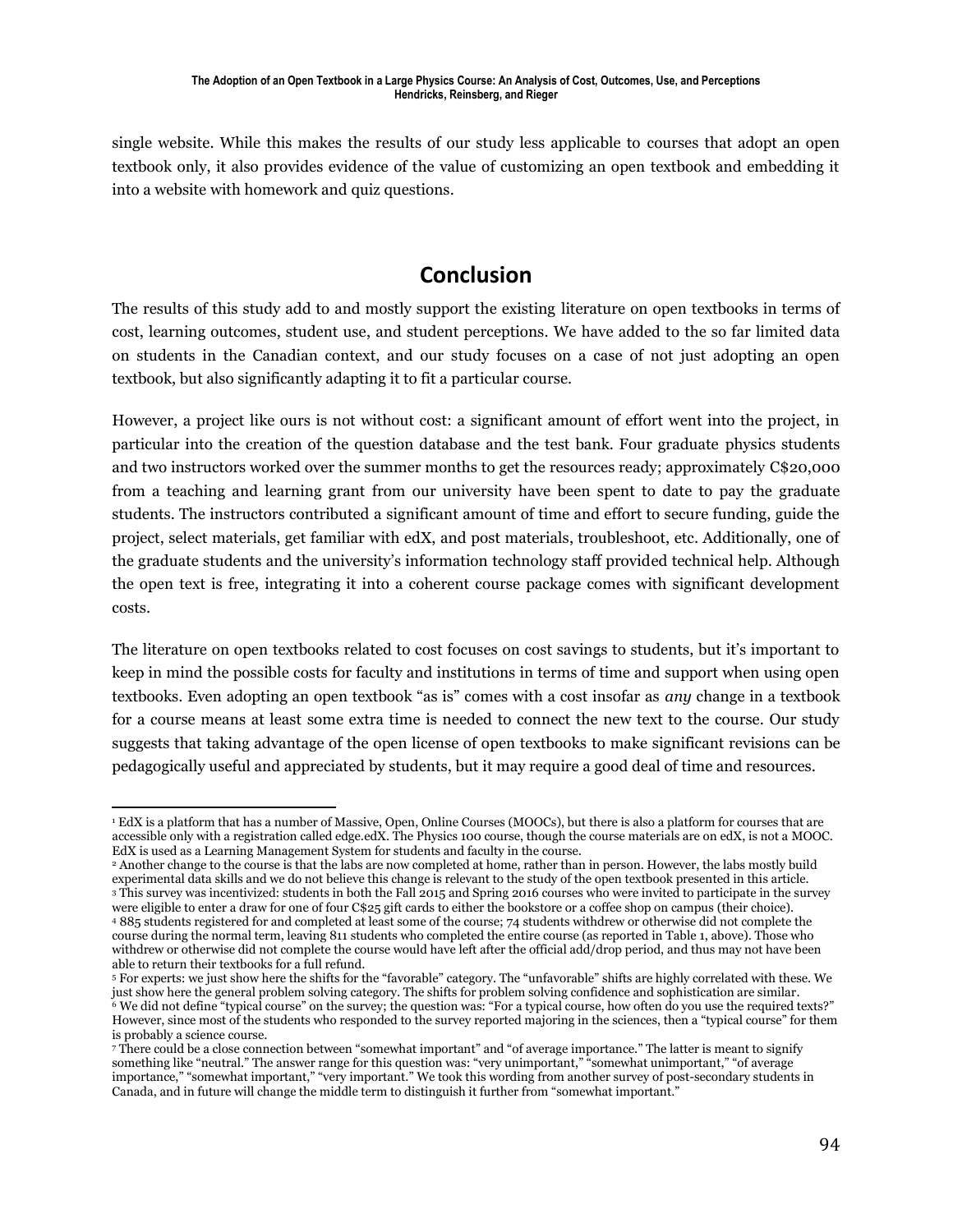single website. While this makes the results of our study less applicable to courses that adopt an open textbook only, it also provides evidence of the value of customizing an open textbook and embedding it into a website with homework and quiz questions.

## Conclusion

The results of this study add to and mostly support the existing literature on open textbooks in terms of cost, learning outcomes, student use, and student perceptions. We have added to the so far limited data on students in the Canadian context, and our study focuses on a case of not just adopting an open textbook, but also significantly adapting it to fit a particular course.

However, a project like ours is not without cost: a significant amount of effort went into the project, in particular into the creation of the question database and the test bank. Four graduate physics students and two instructors worked over the summer months to get the resources ready; approximately C$20,000 from a teaching and learning grant from our university have been spent to date to pay the graduate students. The instructors contributed a significant amount of time and effort to secure funding, guide the project, select materials, get familiar with edX, and post materials, troubleshoot, etc. Additionally, one of the graduate students and the university's information technology staff provided technical help. Although the open text is free, integrating it into a coherent course package comes with significant development costs.

The literature on open textbooks related to cost focuses on cost savings to students, but it's important to keep in mind the possible costs for faculty and institutions in terms of time and support when using open textbooks. Even adopting an open textbook "as is" comes with a cost insofar as *any* change in a textbook for a course means at least some extra time is needed to connect the new text to the course. Our study suggests that taking advantage of the open license of open textbooks to make significant revisions can be pedagogically useful and appreciated by students, but it may require a good deal of time and resources.

---

[1] EdX is a platform that has a number of Massive, Open, Online Courses (MOOCs), but there is also a platform for courses that are accessible only with a registration called edge.edX. The Physics 100 course, though the course materials are on edX, is not a MOOC. EdX is used as a Learning Management System for students and faculty in the course.

[2] Another change to the course is that the labs are now completed at home, rather than in person. However, the labs mostly build experimental data skills and we do not believe this change is relevant to the study of the open textbook presented in this article.

[3] This survey was incentivized: students in both the Fall 2015 and Spring 2016 courses who were invited to participate in the survey were eligible to enter a draw for one of four C$25 gift cards to either the bookstore or a coffee shop on campus (their choice).

[4] 885 students registered for and completed at least some of the course; 74 students withdrew or otherwise did not complete the course during the normal term, leaving 811 students who completed the entire course (as reported in Table 1, above). Those who withdrew or otherwise did not complete the course would have left after the official add/drop period, and thus may not have been able to return their textbooks for a full refund.

[5] For experts: we just show here the shifts for the "favorable" category. The "unfavorable" shifts are highly correlated with these. We just show here the general problem solving category. The shifts for problem solving confidence and sophistication are similar.

[6] We did not define "typical course" on the survey; the question was: "For a typical course, how often do you use the required texts?" However, since most of the students who responded to the survey reported majoring in the sciences, then a "typical course" for them is probably a science course.

[7] There could be a close connection between "somewhat important" and "of average importance." The latter is meant to signify something like "neutral." The answer range for this question was: "very unimportant," "somewhat unimportant," "of average importance," "somewhat important," "very important." We took this wording from another survey of post-secondary students in Canada, and in future will change the middle term to distinguish it further from "somewhat important."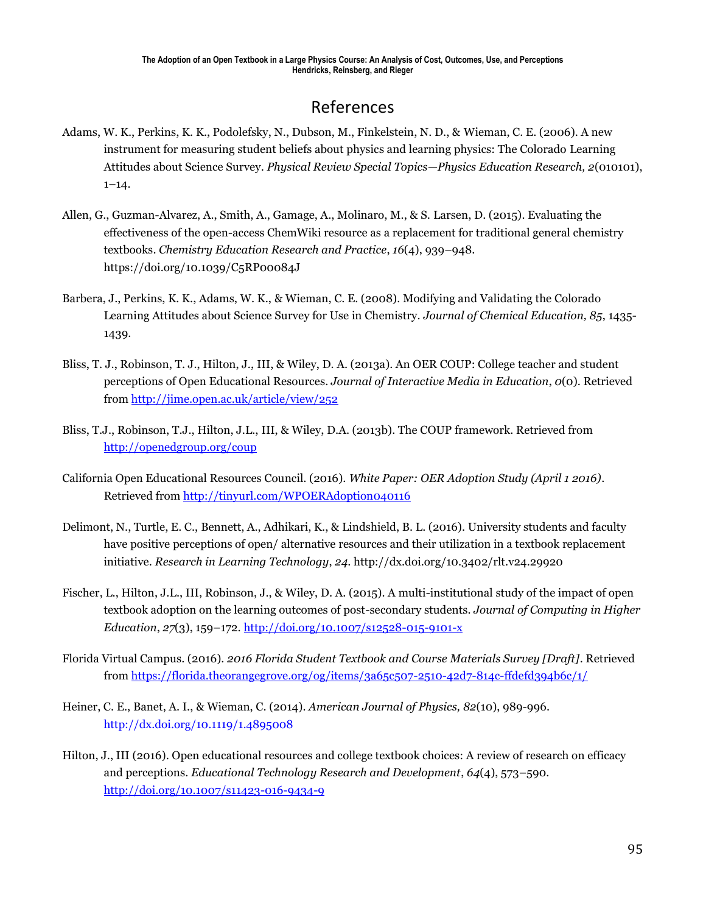# References

Adams, W. K., Perkins, K. K., Podolefsky, N., Dubson, M., Finkelstein, N. D., & Wieman, C. E. (2006). A new instrument for measuring student beliefs about physics and learning physics: The Colorado Learning Attitudes about Science Survey. *Physical Review Special Topics—Physics Education Research, 2*(010101), 1–14.

Allen, G., Guzman-Alvarez, A., Smith, A., Gamage, A., Molinaro, M., & S. Larsen, D. (2015). Evaluating the effectiveness of the open-access ChemWiki resource as a replacement for traditional general chemistry textbooks. *Chemistry Education Research and Practice*, *16*(4), 939–948. https://doi.org/10.1039/C5RP00084J

Barbera, J., Perkins, K. K., Adams, W. K., & Wieman, C. E. (2008). Modifying and Validating the Colorado Learning Attitudes about Science Survey for Use in Chemistry. *Journal of Chemical Education, 85*, 1435-1439.

Bliss, T. J., Robinson, T. J., Hilton, J., III, & Wiley, D. A. (2013a). An OER COUP: College teacher and student perceptions of Open Educational Resources. *Journal of Interactive Media in Education*, *0*(0). Retrieved from http://jime.open.ac.uk/article/view/252

Bliss, T.J., Robinson, T.J., Hilton, J.L., III, & Wiley, D.A. (2013b). The COUP framework. Retrieved from http://openedgroup.org/coup

California Open Educational Resources Council. (2016). *White Paper: OER Adoption Study (April 1 2016)*. Retrieved from http://tinyurl.com/WPOERAdoption040116

Delimont, N., Turtle, E. C., Bennett, A., Adhikari, K., & Lindshield, B. L. (2016). University students and faculty have positive perceptions of open/ alternative resources and their utilization in a textbook replacement initiative. *Research in Learning Technology*, *24*. http://dx.doi.org/10.3402/rlt.v24.29920

Fischer, L., Hilton, J.L., III, Robinson, J., & Wiley, D. A. (2015). A multi-institutional study of the impact of open textbook adoption on the learning outcomes of post-secondary students. *Journal of Computing in Higher Education*, *27*(3), 159–172. http://doi.org/10.1007/s12528-015-9101-x

Florida Virtual Campus. (2016). *2016 Florida Student Textbook and Course Materials Survey [Draft]*. Retrieved from https://florida.theorangegrove.org/og/items/3a65c507-2510-42d7-814c-ffdefd394b6c/1/

Heiner, C. E., Banet, A. I., & Wieman, C. (2014). *American Journal of Physics, 82*(10), 989-996. http://dx.doi.org/10.1119/1.4895008

Hilton, J., III (2016). Open educational resources and college textbook choices: A review of research on efficacy and perceptions. *Educational Technology Research and Development*, *64*(4), 573–590. http://doi.org/10.1007/s11423-016-9434-9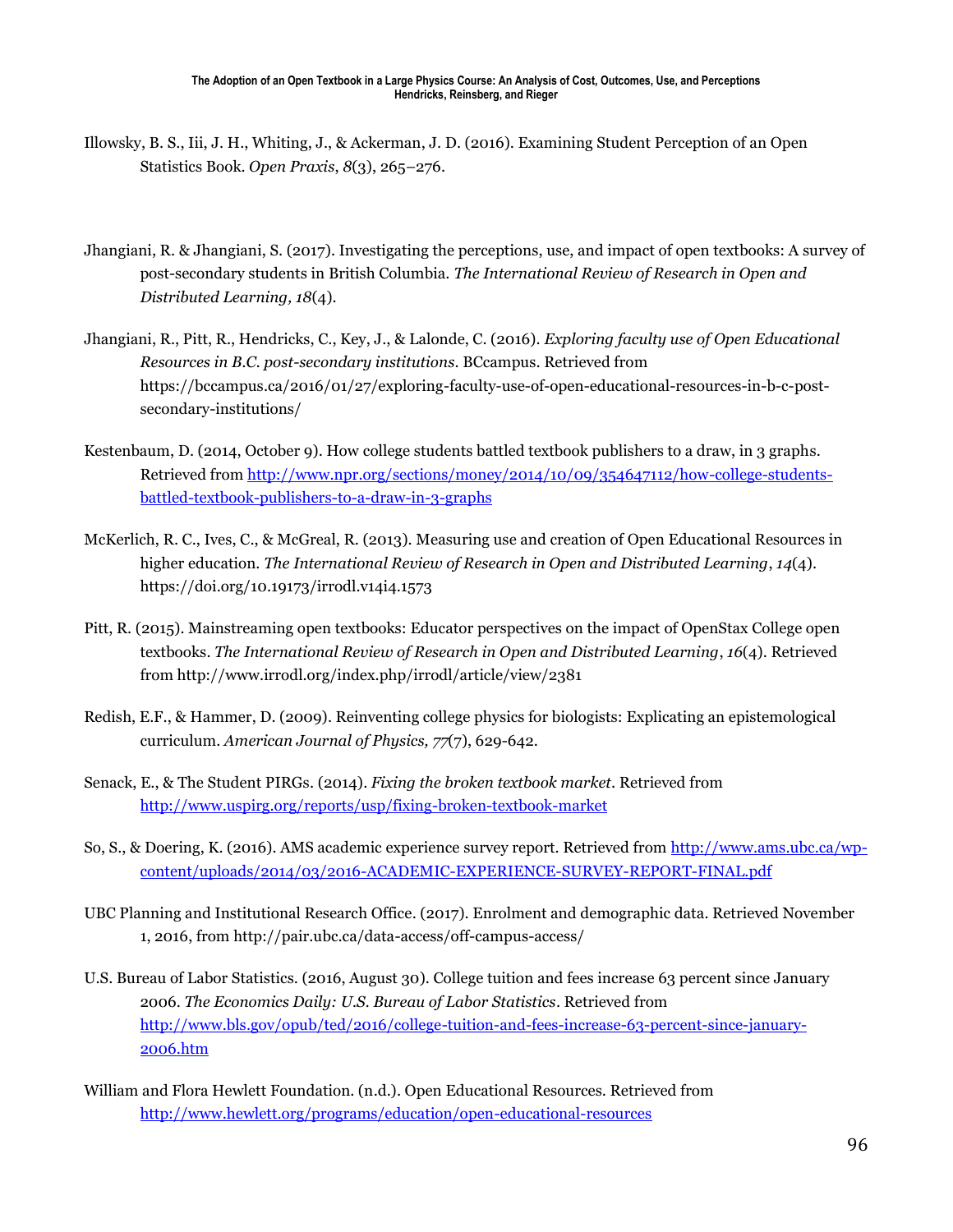Illowsky, B. S., Iii, J. H., Whiting, J., & Ackerman, J. D. (2016). Examining Student Perception of an Open Statistics Book. *Open Praxis*, *8*(3), 265–276.

Jhangiani, R. & Jhangiani, S. (2017). Investigating the perceptions, use, and impact of open textbooks: A survey of post-secondary students in British Columbia. *The International Review of Research in Open and Distributed Learning, 18*(4).

Jhangiani, R., Pitt, R., Hendricks, C., Key, J., & Lalonde, C. (2016). *Exploring faculty use of Open Educational Resources in B.C. post-secondary institutions*. BCcampus. Retrieved from https://bccampus.ca/2016/01/27/exploring-faculty-use-of-open-educational-resources-in-b-c-post-secondary-institutions/

Kestenbaum, D. (2014, October 9). How college students battled textbook publishers to a draw, in 3 graphs. Retrieved from http://www.npr.org/sections/money/2014/10/09/354647112/how-college-students-battled-textbook-publishers-to-a-draw-in-3-graphs

McKerlich, R. C., Ives, C., & McGreal, R. (2013). Measuring use and creation of Open Educational Resources in higher education. *The International Review of Research in Open and Distributed Learning*, *14*(4). https://doi.org/10.19173/irrodl.v14i4.1573

Pitt, R. (2015). Mainstreaming open textbooks: Educator perspectives on the impact of OpenStax College open textbooks. *The International Review of Research in Open and Distributed Learning*, *16*(4). Retrieved from http://www.irrodl.org/index.php/irrodl/article/view/2381

Redish, E.F., & Hammer, D. (2009). Reinventing college physics for biologists: Explicating an epistemological curriculum. *American Journal of Physics, 77*(7), 629-642.

Senack, E., & The Student PIRGs. (2014). *Fixing the broken textbook market*. Retrieved from http://www.uspirg.org/reports/usp/fixing-broken-textbook-market

So, S., & Doering, K. (2016). AMS academic experience survey report. Retrieved from http://www.ams.ubc.ca/wp-content/uploads/2014/03/2016-ACADEMIC-EXPERIENCE-SURVEY-REPORT-FINAL.pdf

UBC Planning and Institutional Research Office. (2017). Enrolment and demographic data. Retrieved November 1, 2016, from http://pair.ubc.ca/data-access/off-campus-access/

U.S. Bureau of Labor Statistics. (2016, August 30). College tuition and fees increase 63 percent since January 2006. *The Economics Daily: U.S. Bureau of Labor Statistics*. Retrieved from http://www.bls.gov/opub/ted/2016/college-tuition-and-fees-increase-63-percent-since-january-2006.htm

William and Flora Hewlett Foundation. (n.d.). Open Educational Resources. Retrieved from http://www.hewlett.org/programs/education/open-educational-resources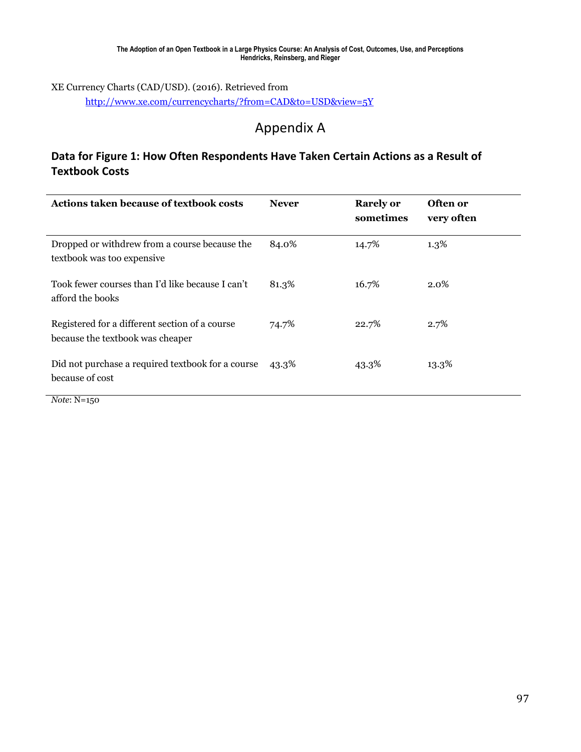XE Currency Charts (CAD/USD). (2016). Retrieved from
http://www.xe.com/currencycharts/?from=CAD&to=USD&view=5Y

# Appendix A

## Data for Figure 1: How Often Respondents Have Taken Certain Actions as a Result of Textbook Costs

| Actions taken because of textbook costs | Never | Rarely or sometimes | Often or very often |
|---|---|---|---|
| Dropped or withdrew from a course because the textbook was too expensive | 84.0% | 14.7% | 1.3% |
| Took fewer courses than I'd like because I can't afford the books | 81.3% | 16.7% | 2.0% |
| Registered for a different section of a course because the textbook was cheaper | 74.7% | 22.7% | 2.7% |
| Did not purchase a required textbook for a course because of cost | 43.3% | 43.3% | 13.3% |

*Note*: N=150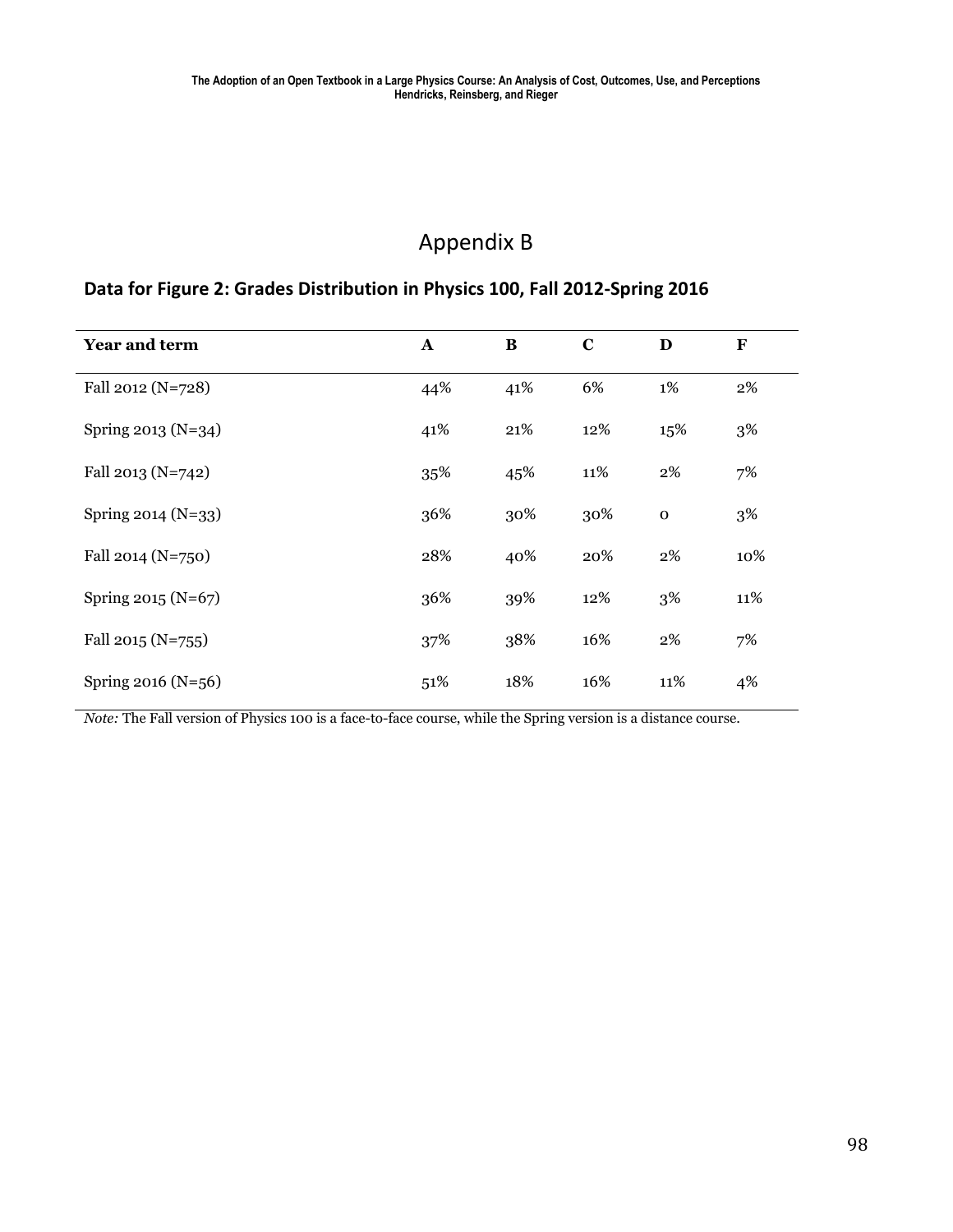# Appendix B

## Data for Figure 2: Grades Distribution in Physics 100, Fall 2012-Spring 2016

| Year and term | A | B | C | D | F |
|---|---|---|---|---|---|
| Fall 2012 (N=728) | 44% | 41% | 6% | 1% | 2% |
| Spring 2013 (N=34) | 41% | 21% | 12% | 15% | 3% |
| Fall 2013 (N=742) | 35% | 45% | 11% | 2% | 7% |
| Spring 2014 (N=33) | 36% | 30% | 30% | 0 | 3% |
| Fall 2014 (N=750) | 28% | 40% | 20% | 2% | 10% |
| Spring 2015 (N=67) | 36% | 39% | 12% | 3% | 11% |
| Fall 2015 (N=755) | 37% | 38% | 16% | 2% | 7% |
| Spring 2016 (N=56) | 51% | 18% | 16% | 11% | 4% |

*Note:* The Fall version of Physics 100 is a face-to-face course, while the Spring version is a distance course.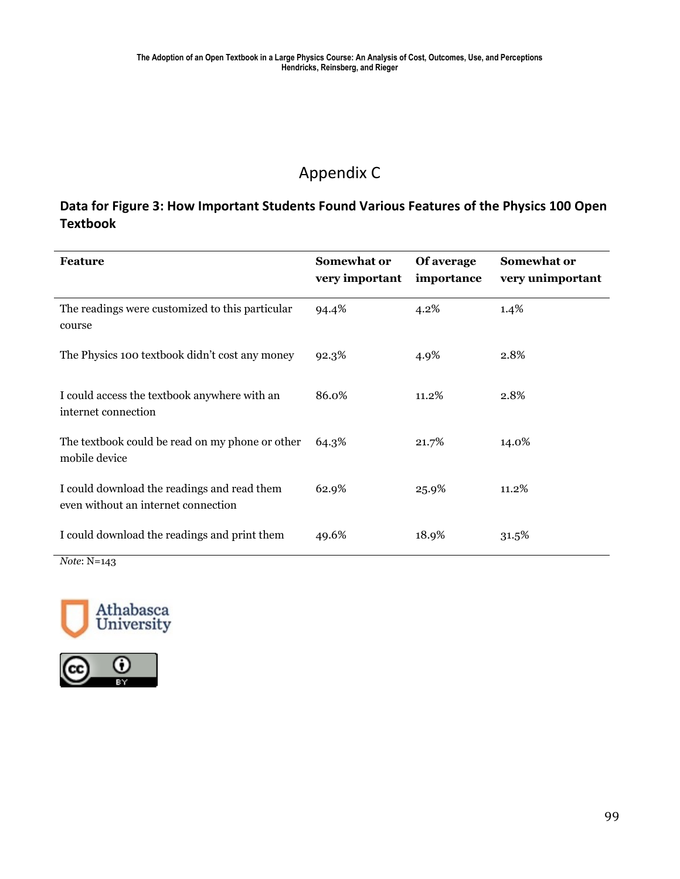# Appendix C

## Data for Figure 3: How Important Students Found Various Features of the Physics 100 Open Textbook

| Feature | Somewhat or very important | Of average importance | Somewhat or very unimportant |
|---|---|---|---|
| The readings were customized to this particular course | 94.4% | 4.2% | 1.4% |
| The Physics 100 textbook didn't cost any money | 92.3% | 4.9% | 2.8% |
| I could access the textbook anywhere with an internet connection | 86.0% | 11.2% | 2.8% |
| The textbook could be read on my phone or other mobile device | 64.3% | 21.7% | 14.0% |
| I could download the readings and read them even without an internet connection | 62.9% | 25.9% | 11.2% |
| I could download the readings and print them | 49.6% | 18.9% | 31.5% |

*Note*: N=143